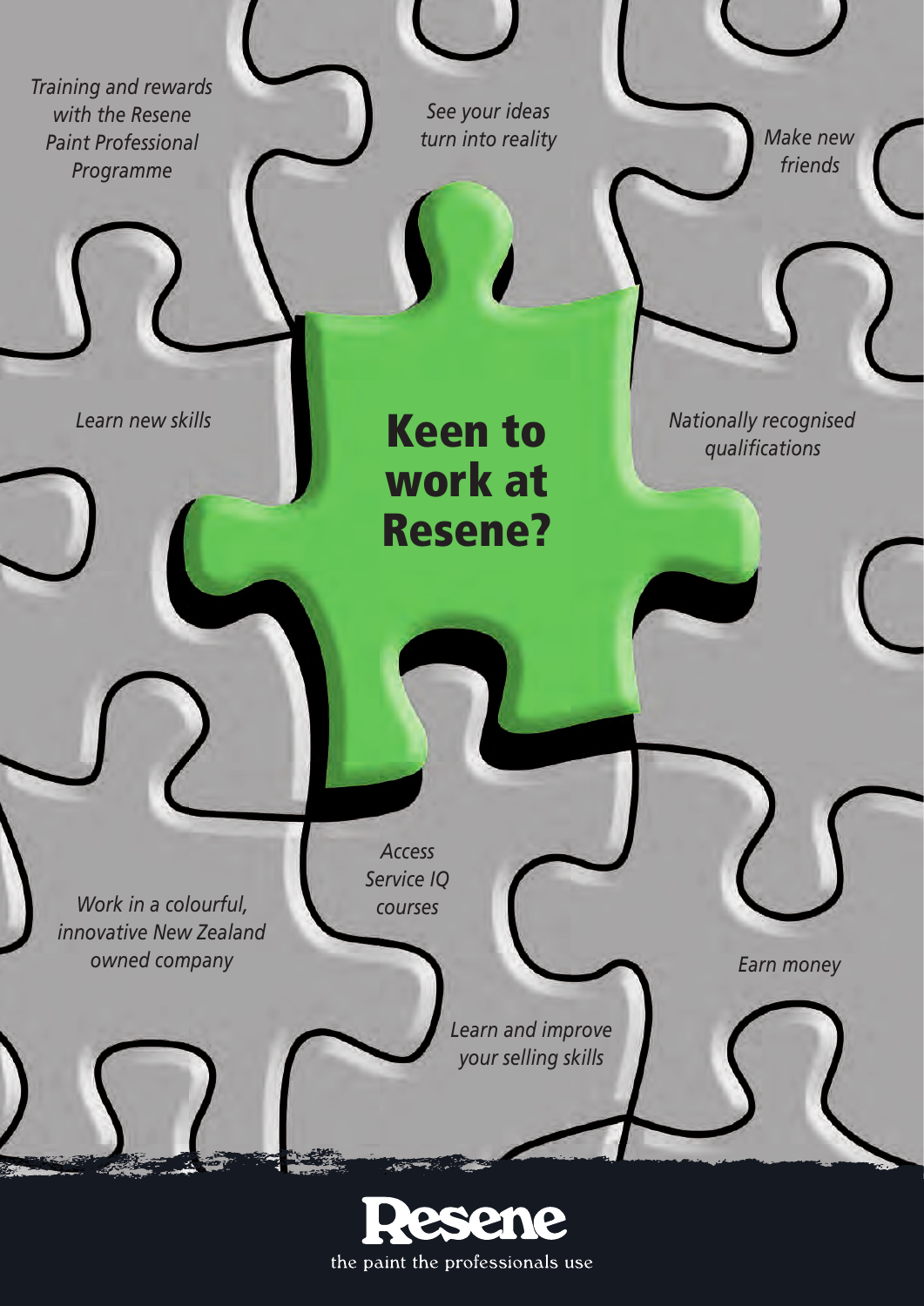# Keen to work at Resene?

*Training and rewards with the Resene Paint Professional Programme*

*See your ideas turn into reality*

*Make new friends*

*Learn new skills*

*Nationally recognised qualifications*

*Access Service IQ courses*

*Work in a colourful, innovative New Zealand owned company*

*Earn money*

*Learn and improve your selling skills*

**Resene**

the paint the professionals use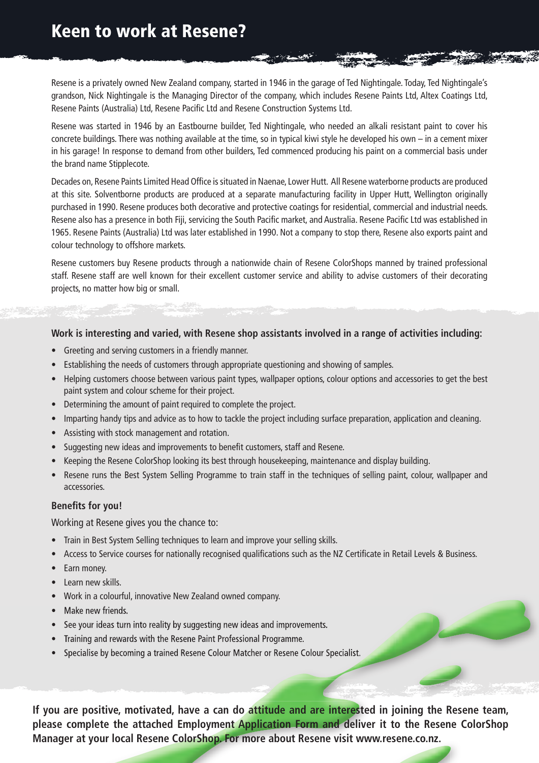## Keen to work at Resene?

Resene is a privately owned New Zealand company, started in 1946 in the garage of Ted Nightingale. Today, Ted Nightingale's grandson, Nick Nightingale is the Managing Director of the company, which includes Resene Paints Ltd, Altex Coatings Ltd, Resene Paints (Australia) Ltd, Resene Pacific Ltd and Resene Construction Systems Ltd.

Resene was started in 1946 by an Eastbourne builder, Ted Nightingale, who needed an alkali resistant paint to cover his concrete buildings. There was nothing available at the time, so in typical kiwi style he developed his own – in a cement mixer in his garage! In response to demand from other builders, Ted commenced producing his paint on a commercial basis under the brand name Stipplecote.

Decades on, Resene Paints Limited Head Office is situated in Naenae, Lower Hutt. All Resene waterborne products are produced at this site. Solventborne products are produced at a separate manufacturing facility in Upper Hutt, Wellington originally purchased in 1990. Resene produces both decorative and protective coatings for residential, commercial and industrial needs. Resene also has a presence in both Fiji, servicing the South Pacific market, and Australia. Resene Pacific Ltd was established in 1965. Resene Paints (Australia) Ltd was later established in 1990. Not a company to stop there, Resene also exports paint and colour technology to offshore markets.

Resene customers buy Resene products through a nationwide chain of Resene ColorShops manned by trained professional staff. Resene staff are well known for their excellent customer service and ability to advise customers of their decorating projects, no matter how big or small.

**Work is interesting and varied, with Resene shop assistants involved in a range of activities including:**

- Greeting and serving customers in a friendly manner.
- Establishing the needs of customers through appropriate questioning and showing of samples.
- Helping customers choose between various paint types, wallpaper options, colour options and accessories to get the best paint system and colour scheme for their project.
- Determining the amount of paint required to complete the project.
- Imparting handy tips and advice as to how to tackle the project including surface preparation, application and cleaning.
- Assisting with stock management and rotation.
- Suggesting new ideas and improvements to benefit customers, staff and Resene.
- Keeping the Resene ColorShop looking its best through housekeeping, maintenance and display building.
- Resene runs the Best System Selling Programme to train staff in the techniques of selling paint, colour, wallpaper and accessories.

**Benefits for you!**

Working at Resene gives you the chance to:

- Train in Best System Selling techniques to learn and improve your selling skills.
- Access to Service courses for nationally recognised qualifications such as the NZ Certificate in Retail Levels & Business.
- Earn money.
- Learn new skills.
- Work in a colourful, innovative New Zealand owned company.
- Make new friends.
- See your ideas turn into reality by suggesting new ideas and improvements.
- Training and rewards with the Resene Paint Professional Programme.
- Specialise by becoming a trained Resene Colour Matcher or Resene Colour Specialist.

**If you are positive, motivated, have a can do attitude and are interested in joining the Resene team, please complete the attached Employment Application Form and deliver it to the Resene ColorShop Manager at your local Resene ColorShop. For more about Resene visit www.resene.co.nz.**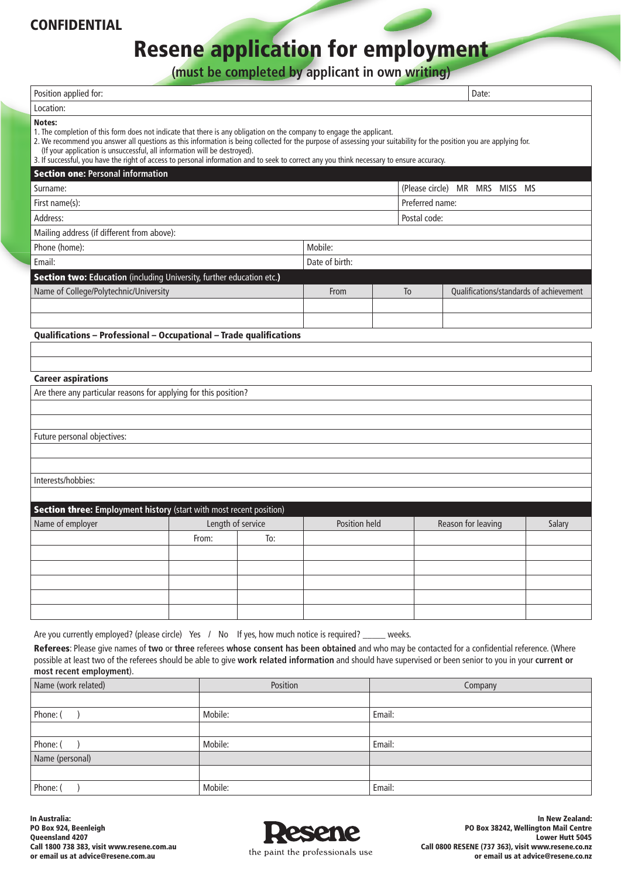**CONFIDENTIAL**

# Resene application for employment

**(must be completed by applicant in own writing)**

| Position applied for: | Date: |
|---|---|
| Location: | |

**Notes:**

1. The completion of this form does not indicate that there is any obligation on the company to engage the applicant.
2. We recommend you answer all questions as this information is being collected for the purpose of assessing your suitability for the position you are applying for. (If your application is unsuccessful, all information will be destroyed).
3. If successful, you have the right of access to personal information and to seek to correct any you think necessary to ensure accuracy.

## Section one: Personal information

| | |
|---|---|
| Surname: | (Please circle) MR MRS MISS MS |
| First name(s): | Preferred name: |
| Address: | Postal code: |
| Mailing address (if different from above): | |
| Phone (home): | Mobile: |
| Email: | Date of birth: |

## Section two: Education (including University, further education etc.)

| Name of College/Polytechnic/University | From | To | Qualifications/standards of achievement |
|---|---|---|---|
| | | | |
| | | | |

**Qualifications – Professional – Occupational – Trade qualifications**

| |
|---|
| |
| |

**Career aspirations**

| |
|---|
| Are there any particular reasons for applying for this position? |
| |
| |
| Future personal objectives: |
| |
| |
| Interests/hobbies: |
| |

## Section three: Employment history (start with most recent position)

| Name of employer | Length of service | | Position held | Reason for leaving | Salary |
|---|---|---|---|---|---|
| | From: | To: | | | |
| | | | | | |
| | | | | | |
| | | | | | |
| | | | | | |
| | | | | | |

Are you currently employed? (please circle) Yes / No If yes, how much notice is required? _____ weeks.

**Referees**: Please give names of **two** or **three** referees **whose consent has been obtained** and who may be contacted for a confidential reference. (Where possible at least two of the referees should be able to give **work related information** and should have supervised or been senior to you in your **current or most recent employment**).

| Name (work related) | Position | Company |
|---|---|---|
| | | |
| Phone: ( ) | Mobile: | Email: |
| | | |
| Phone: ( ) | Mobile: | Email: |
| Name (personal) | | |
| | | |
| Phone: ( ) | Mobile: | Email: |

**In Australia:**
**PO Box 924, Beenleigh**
**Queensland 4207**
**Call 1800 738 383, visit www.resene.com.au**
**or email us at advice@resene.com.au**

Resene
the paint the professionals use

**In New Zealand:**
**PO Box 38242, Wellington Mail Centre**
**Lower Hutt 5045**
**Call 0800 RESENE (737 363), visit www.resene.co.nz**
**or email us at advice@resene.co.nz**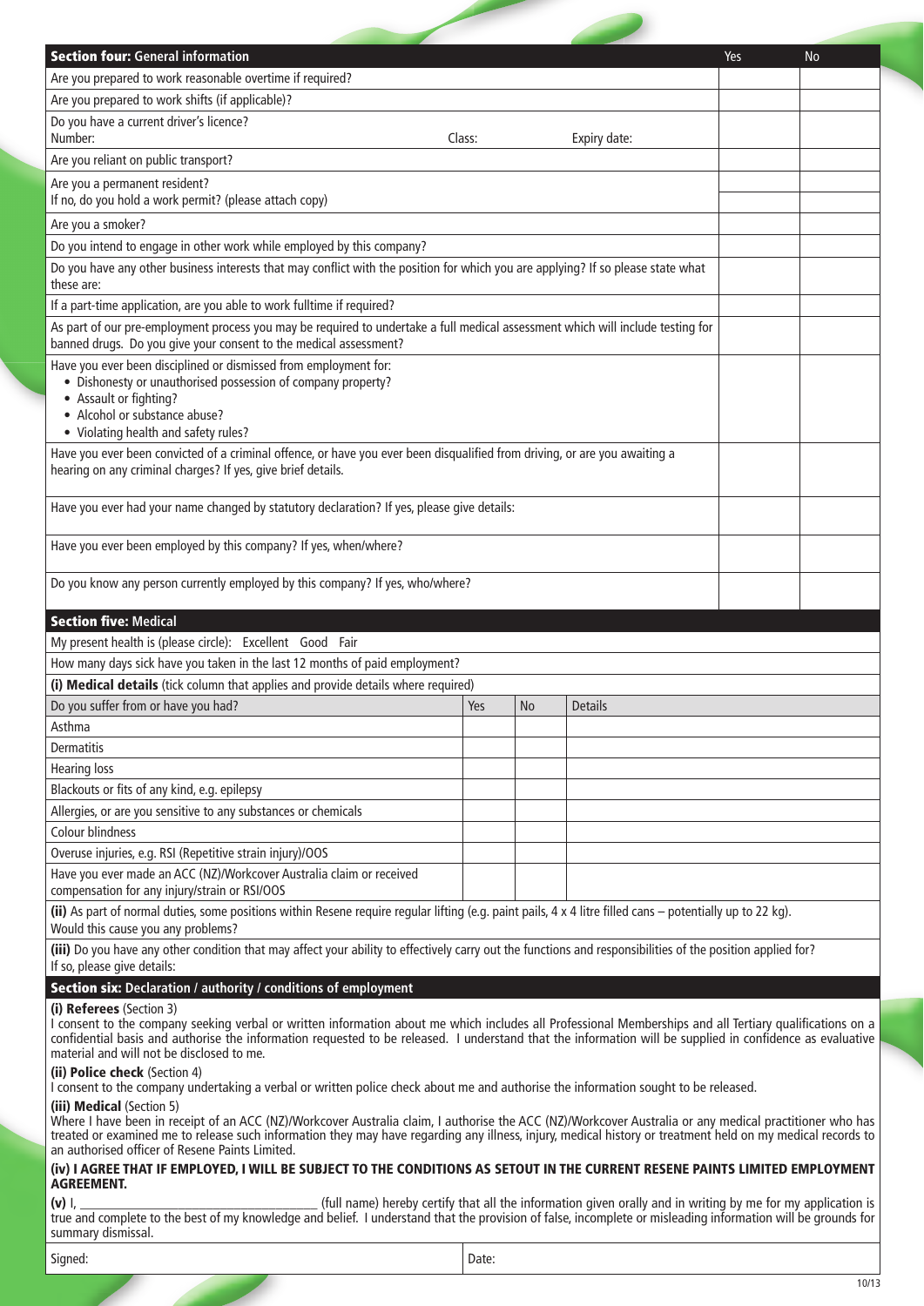| Section four: General information | Yes | No |
| --- | --- | --- |
| Are you prepared to work reasonable overtime if required? | | |
| Are you prepared to work shifts (if applicable)? | | |
| Do you have a current driver's licence?<br>Number: Class: Expiry date: | | |
| Are you reliant on public transport? | | |
| Are you a permanent resident? | | |
| If no, do you hold a work permit? (please attach copy) | | |
| Are you a smoker? | | |
| Do you intend to engage in other work while employed by this company? | | |
| Do you have any other business interests that may conflict with the position for which you are applying? If so please state what these are: | | |
| If a part-time application, are you able to work fulltime if required? | | |
| As part of our pre-employment process you may be required to undertake a full medical assessment which will include testing for banned drugs. Do you give your consent to the medical assessment? | | |
| Have you ever been disciplined or dismissed from employment for:<br>• Dishonesty or unauthorised possession of company property?<br>• Assault or fighting?<br>• Alcohol or substance abuse?<br>• Violating health and safety rules? | | |
| Have you ever been convicted of a criminal offence, or have you ever been disqualified from driving, or are you awaiting a hearing on any criminal charges? If yes, give brief details. | | |
| Have you ever had your name changed by statutory declaration? If yes, please give details: | | |
| Have you ever been employed by this company? If yes, when/where? | | |
| Do you know any person currently employed by this company? If yes, who/where? | | |

## Section five: Medical

My present health is (please circle): Excellent Good Fair

How many days sick have you taken in the last 12 months of paid employment?

**(i) Medical details** (tick column that applies and provide details where required)

| Do you suffer from or have you had? | Yes | No | Details |
| --- | --- | --- | --- |
| Asthma | | | |
| Dermatitis | | | |
| Hearing loss | | | |
| Blackouts or fits of any kind, e.g. epilepsy | | | |
| Allergies, or are you sensitive to any substances or chemicals | | | |
| Colour blindness | | | |
| Overuse injuries, e.g. RSI (Repetitive strain injury)/OOS | | | |
| Have you ever made an ACC (NZ)/Workcover Australia claim or received compensation for any injury/strain or RSI/OOS | | | |

**(ii)** As part of normal duties, some positions within Resene require regular lifting (e.g. paint pails, 4 x 4 litre filled cans – potentially up to 22 kg). Would this cause you any problems?

**(iii)** Do you have any other condition that may affect your ability to effectively carry out the functions and responsibilities of the position applied for? If so, please give details:

## Section six: Declaration / authority / conditions of employment

**(i) Referees** (Section 3)
I consent to the company seeking verbal or written information about me which includes all Professional Memberships and all Tertiary qualifications on a confidential basis and authorise the information requested to be released. I understand that the information will be supplied in confidence as evaluative material and will not be disclosed to me.

**(ii) Police check** (Section 4)
I consent to the company undertaking a verbal or written police check about me and authorise the information sought to be released.

**(iii) Medical** (Section 5)
Where I have been in receipt of an ACC (NZ)/Workcover Australia claim, I authorise the ACC (NZ)/Workcover Australia or any medical practitioner who has treated or examined me to release such information they may have regarding any illness, injury, medical history or treatment held on my medical records to an authorised officer of Resene Paints Limited.

**(iv) I AGREE THAT IF EMPLOYED, I WILL BE SUBJECT TO THE CONDITIONS AS SETOUT IN THE CURRENT RESENE PAINTS LIMITED EMPLOYMENT AGREEMENT.**

**(v)** I, ____________________________________ (full name) hereby certify that all the information given orally and in writing by me for my application is true and complete to the best of my knowledge and belief. I understand that the provision of false, incomplete or misleading information will be grounds for summary dismissal.

| Signed: | Date: |
| --- | --- |